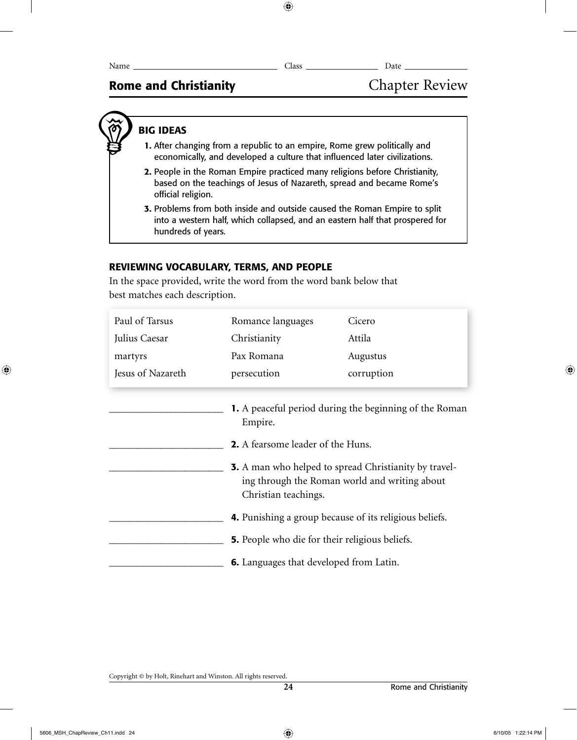Name ______________________ Class ______________ Date ______________

# Rome and Christianity

## Chapter Review

### BIG IDEAS

1. After changing from a republic to an empire, Rome grew politically and economically, and developed a culture that influenced later civilizations.
2. People in the Roman Empire practiced many religions before Christianity, based on the teachings of Jesus of Nazareth, spread and became Rome's official religion.
3. Problems from both inside and outside caused the Roman Empire to split into a western half, which collapsed, and an eastern half that prospered for hundreds of years.

### REVIEWING VOCABULARY, TERMS, AND PEOPLE

In the space provided, write the word from the word bank below that best matches each description.

| | | |
|---|---|---|
| Paul of Tarsus | Romance languages | Cicero |
| Julius Caesar | Christianity | Attila |
| martyrs | Pax Romana | Augustus |
| Jesus of Nazareth | persecution | corruption |

______________________ **1.** A peaceful period during the beginning of the Roman Empire.

______________________ **2.** A fearsome leader of the Huns.

______________________ **3.** A man who helped to spread Christianity by traveling through the Roman world and writing about Christian teachings.

______________________ **4.** Punishing a group because of its religious beliefs.

______________________ **5.** People who die for their religious beliefs.

______________________ **6.** Languages that developed from Latin.

Copyright © by Holt, Rinehart and Winston. All rights reserved.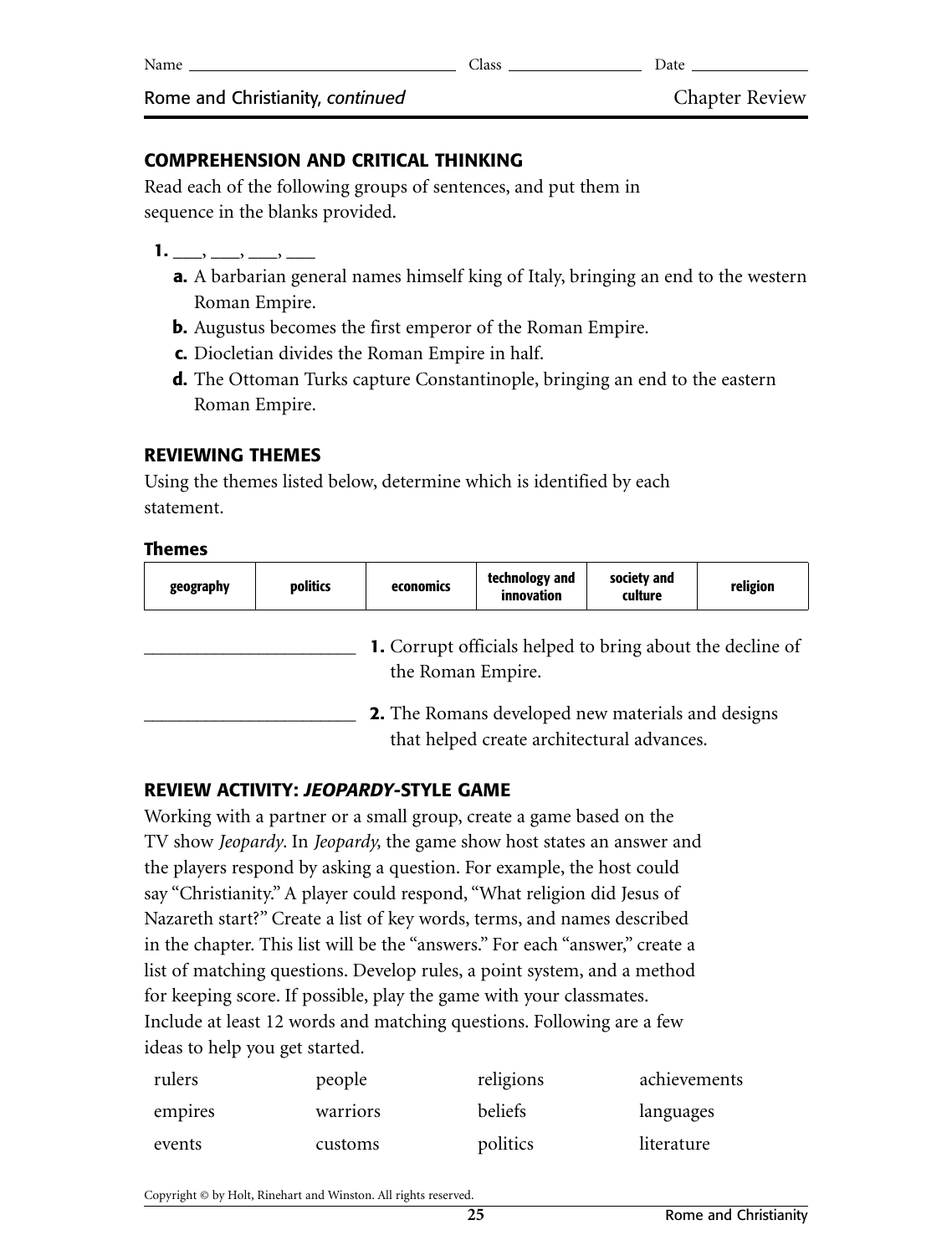Name ______________________ Class ______________ Date ____________

Rome and Christianity, *continued* — Chapter Review

## COMPREHENSION AND CRITICAL THINKING

Read each of the following groups of sentences, and put them in sequence in the blanks provided.

**1.** ___, ___, ___, ___

**a.** A barbarian general names himself king of Italy, bringing an end to the western Roman Empire.

**b.** Augustus becomes the first emperor of the Roman Empire.

**c.** Diocletian divides the Roman Empire in half.

**d.** The Ottoman Turks capture Constantinople, bringing an end to the eastern Roman Empire.

## REVIEWING THEMES

Using the themes listed below, determine which is identified by each statement.

### Themes

| geography | politics | economics | technology and innovation | society and culture | religion |
|---|---|---|---|---|---|

_______________________ **1.** Corrupt officials helped to bring about the decline of the Roman Empire.

_______________________ **2.** The Romans developed new materials and designs that helped create architectural advances.

## REVIEW ACTIVITY: *JEOPARDY*-STYLE GAME

Working with a partner or a small group, create a game based on the TV show *Jeopardy*. In *Jeopardy,* the game show host states an answer and the players respond by asking a question. For example, the host could say "Christianity." A player could respond, "What religion did Jesus of Nazareth start?" Create a list of key words, terms, and names described in the chapter. This list will be the "answers." For each "answer," create a list of matching questions. Develop rules, a point system, and a method for keeping score. If possible, play the game with your classmates. Include at least 12 words and matching questions. Following are a few ideas to help you get started.

| | | | |
|---|---|---|---|
| rulers | people | religions | achievements |
| empires | warriors | beliefs | languages |
| events | customs | politics | literature |

Copyright © by Holt, Rinehart and Winston. All rights reserved.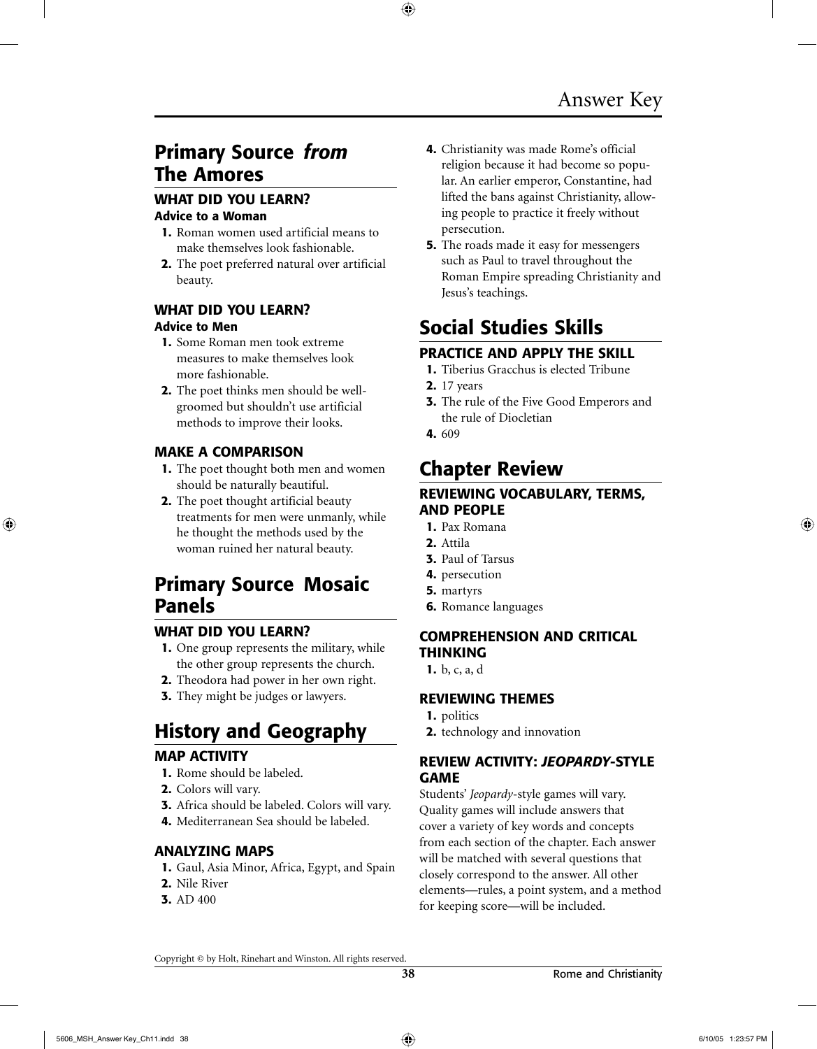## Primary Source *from* The Amores

### WHAT DID YOU LEARN?

**Advice to a Woman**

1. Roman women used artificial means to make themselves look fashionable.
2. The poet preferred natural over artificial beauty.

### WHAT DID YOU LEARN?

**Advice to Men**

1. Some Roman men took extreme measures to make themselves look more fashionable.
2. The poet thinks men should be well-groomed but shouldn't use artificial methods to improve their looks.

### MAKE A COMPARISON

1. The poet thought both men and women should be naturally beautiful.
2. The poet thought artificial beauty treatments for men were unmanly, while he thought the methods used by the woman ruined her natural beauty.

## Primary Source Mosaic Panels

### WHAT DID YOU LEARN?

1. One group represents the military, while the other group represents the church.
2. Theodora had power in her own right.
3. They might be judges or lawyers.

## History and Geography

### MAP ACTIVITY

1. Rome should be labeled.
2. Colors will vary.
3. Africa should be labeled. Colors will vary.
4. Mediterranean Sea should be labeled.

### ANALYZING MAPS

1. Gaul, Asia Minor, Africa, Egypt, and Spain
2. Nile River
3. AD 400
4. Christianity was made Rome's official religion because it had become so popular. An earlier emperor, Constantine, had lifted the bans against Christianity, allowing people to practice it freely without persecution.
5. The roads made it easy for messengers such as Paul to travel throughout the Roman Empire spreading Christianity and Jesus's teachings.

## Social Studies Skills

### PRACTICE AND APPLY THE SKILL

1. Tiberius Gracchus is elected Tribune
2. 17 years
3. The rule of the Five Good Emperors and the rule of Diocletian
4. 609

## Chapter Review

### REVIEWING VOCABULARY, TERMS, AND PEOPLE

1. Pax Romana
2. Attila
3. Paul of Tarsus
4. persecution
5. martyrs
6. Romance languages

### COMPREHENSION AND CRITICAL THINKING

1. b, c, a, d

### REVIEWING THEMES

1. politics
2. technology and innovation

### REVIEW ACTIVITY: *JEOPARDY*-STYLE GAME

Students' *Jeopardy*-style games will vary. Quality games will include answers that cover a variety of key words and concepts from each section of the chapter. Each answer will be matched with several questions that closely correspond to the answer. All other elements—rules, a point system, and a method for keeping score—will be included.